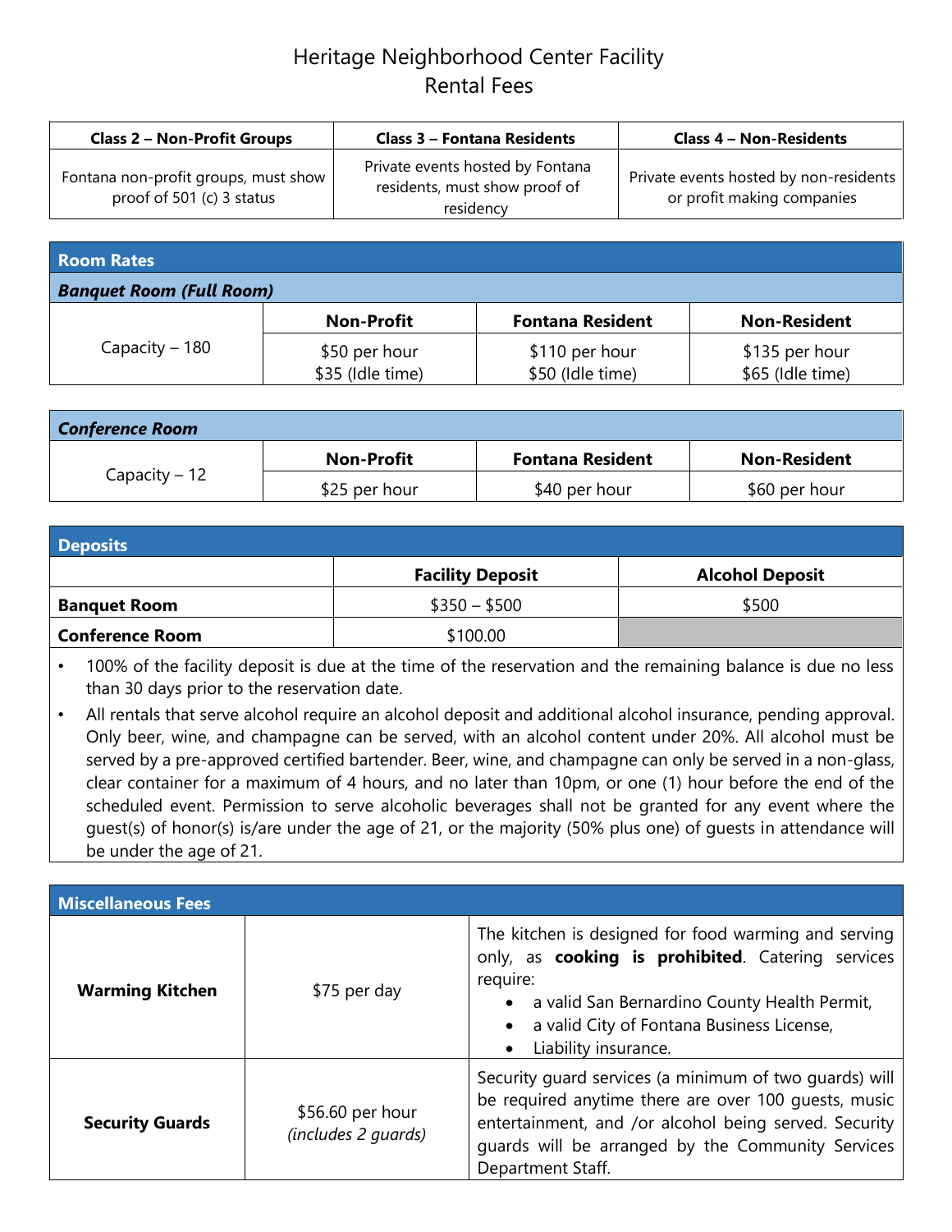# Heritage Neighborhood Center Facility
## Rental Fees

| Class 2 – Non-Profit Groups | Class 3 – Fontana Residents | Class 4 – Non-Residents |
|---|---|---|
| Fontana non-profit groups, must show proof of 501 (c) 3 status | Private events hosted by Fontana residents, must show proof of residency | Private events hosted by non-residents or profit making companies |

### Room Rates

***Banquet Room (Full Room)***

| | Non-Profit | Fontana Resident | Non-Resident |
|---|---|---|---|
| Capacity – 180 | $50 per hour<br>$35 (Idle time) | $110 per hour<br>$50 (Idle time) | $135 per hour<br>$65 (Idle time) |

***Conference Room***

| | Non-Profit | Fontana Resident | Non-Resident |
|---|---|---|---|
| Capacity – 12 | $25 per hour | $40 per hour | $60 per hour |

### Deposits

| | Facility Deposit | Alcohol Deposit |
|---|---|---|
| **Banquet Room** | $350 – $500 | $500 |
| **Conference Room** | $100.00 | |

- 100% of the facility deposit is due at the time of the reservation and the remaining balance is due no less than 30 days prior to the reservation date.
- All rentals that serve alcohol require an alcohol deposit and additional alcohol insurance, pending approval. Only beer, wine, and champagne can be served, with an alcohol content under 20%. All alcohol must be served by a pre-approved certified bartender. Beer, wine, and champagne can only be served in a non-glass, clear container for a maximum of 4 hours, and no later than 10pm, or one (1) hour before the end of the scheduled event. Permission to serve alcoholic beverages shall not be granted for any event where the guest(s) of honor(s) is/are under the age of 21, or the majority (50% plus one) of guests in attendance will be under the age of 21.

### Miscellaneous Fees

| | | |
|---|---|---|
| **Warming Kitchen** | $75 per day | The kitchen is designed for food warming and serving only, as **cooking is prohibited**. Catering services require:<br>• a valid San Bernardino County Health Permit,<br>• a valid City of Fontana Business License,<br>• Liability insurance. |
| **Security Guards** | $56.60 per hour<br>*(includes 2 guards)* | Security guard services (a minimum of two guards) will be required anytime there are over 100 guests, music entertainment, and /or alcohol being served. Security guards will be arranged by the Community Services Department Staff. |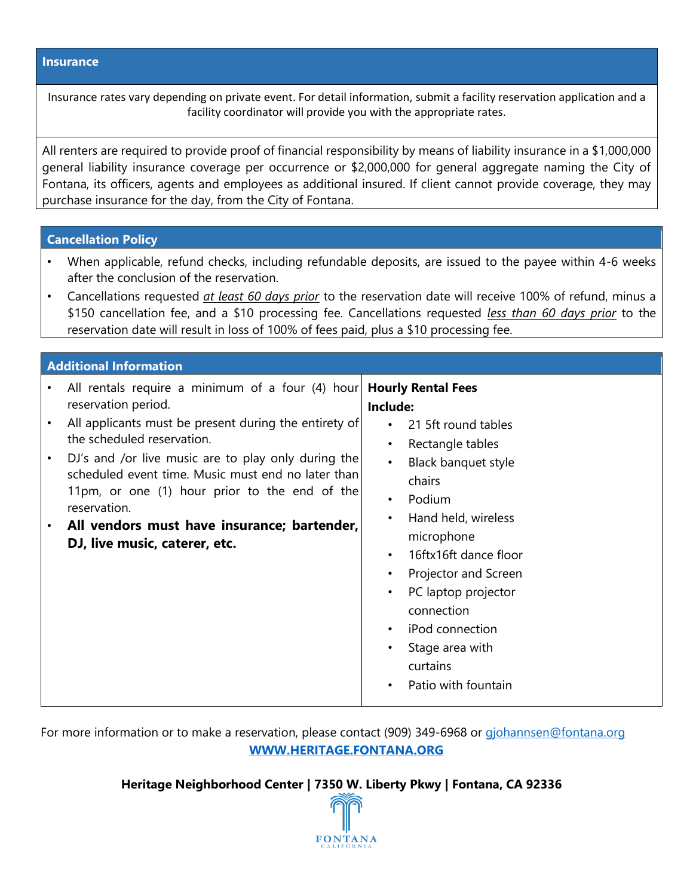## Insurance

Insurance rates vary depending on private event. For detail information, submit a facility reservation application and a facility coordinator will provide you with the appropriate rates.

All renters are required to provide proof of financial responsibility by means of liability insurance in a $1,000,000 general liability insurance coverage per occurrence or $2,000,000 for general aggregate naming the City of Fontana, its officers, agents and employees as additional insured. If client cannot provide coverage, they may purchase insurance for the day, from the City of Fontana.

## Cancellation Policy

- When applicable, refund checks, including refundable deposits, are issued to the payee within 4-6 weeks after the conclusion of the reservation.
- Cancellations requested *at least 60 days prior* to the reservation date will receive 100% of refund, minus a $150 cancellation fee, and a $10 processing fee. Cancellations requested *less than 60 days prior* to the reservation date will result in loss of 100% of fees paid, plus a $10 processing fee.

## Additional Information

- All rentals require a minimum of a four (4) hour reservation period.
- All applicants must be present during the entirety of the scheduled reservation.
- DJ's and /or live music are to play only during the scheduled event time. Music must end no later than 11pm, or one (1) hour prior to the end of the reservation.
- **All vendors must have insurance; bartender, DJ, live music, caterer, etc.**

**Hourly Rental Fees Include:**

- 21 5ft round tables
- Rectangle tables
- Black banquet style chairs
- Podium
- Hand held, wireless microphone
- 16ftx16ft dance floor
- Projector and Screen
- PC laptop projector connection
- iPod connection
- Stage area with curtains
- Patio with fountain

For more information or to make a reservation, please contact (909) 349-6968 or gjohannsen@fontana.org

**WWW.HERITAGE.FONTANA.ORG**

**Heritage Neighborhood Center | 7350 W. Liberty Pkwy | Fontana, CA 92336**

FONTANA
CALIFORNIA